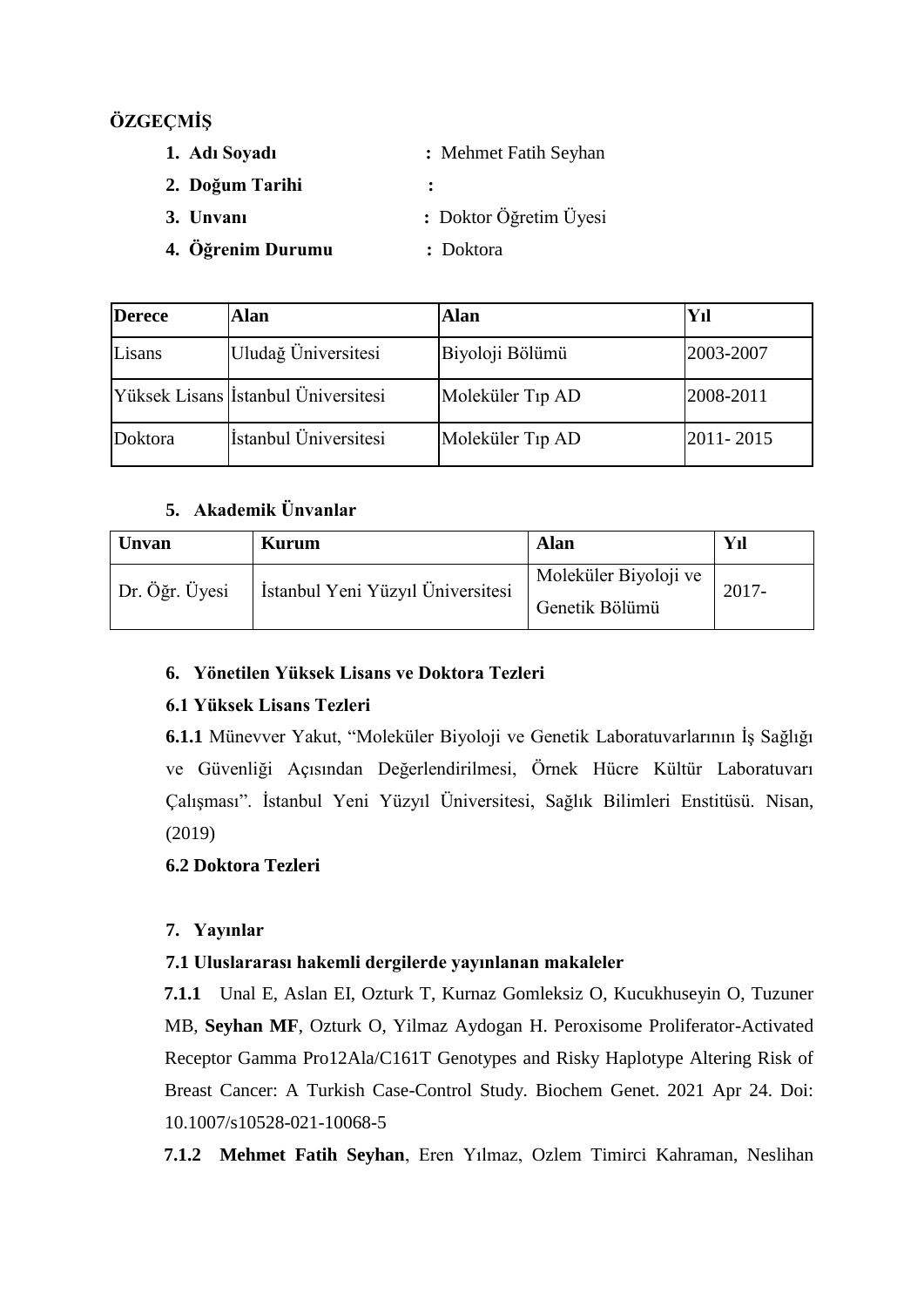**ÖZGEÇMİŞ**

1. **Adı Soyadı** : Mehmet Fatih Seyhan
2. **Doğum Tarihi** :
3. **Unvanı** : Doktor Öğretim Üyesi
4. **Öğrenim Durumu** : Doktora

| Derece | Alan | Alan | Yıl |
|---|---|---|---|
| Lisans | Uludağ Üniversitesi | Biyoloji Bölümü | 2003-2007 |
| Yüksek Lisans | İstanbul Üniversitesi | Moleküler Tıp AD | 2008-2011 |
| Doktora | İstanbul Üniversitesi | Moleküler Tıp AD | 2011- 2015 |

5. **Akademik Ünvanlar**

| Unvan | Kurum | Alan | Yıl |
|---|---|---|---|
| Dr. Öğr. Üyesi | İstanbul Yeni Yüzyıl Üniversitesi | Moleküler Biyoloji ve Genetik Bölümü | 2017- |

6. **Yönetilen Yüksek Lisans ve Doktora Tezleri**

**6.1 Yüksek Lisans Tezleri**

**6.1.1** Münevver Yakut, "Moleküler Biyoloji ve Genetik Laboratuvarlarının İş Sağlığı ve Güvenliği Açısından Değerlendirilmesi, Örnek Hücre Kültür Laboratuvarı Çalışması". İstanbul Yeni Yüzyıl Üniversitesi, Sağlık Bilimleri Enstitüsü. Nisan, (2019)

**6.2 Doktora Tezleri**

7. **Yayınlar**

**7.1 Uluslararası hakemli dergilerde yayınlanan makaleler**

**7.1.1** Unal E, Aslan EI, Ozturk T, Kurnaz Gomleksiz O, Kucukhuseyin O, Tuzuner MB, **Seyhan MF**, Ozturk O, Yilmaz Aydogan H. Peroxisome Proliferator-Activated Receptor Gamma Pro12Ala/C161T Genotypes and Risky Haplotype Altering Risk of Breast Cancer: A Turkish Case-Control Study. Biochem Genet. 2021 Apr 24. Doi: 10.1007/s10528-021-10068-5

**7.1.2** **Mehmet Fatih Seyhan**, Eren Yılmaz, Ozlem Timirci Kahraman, Neslihan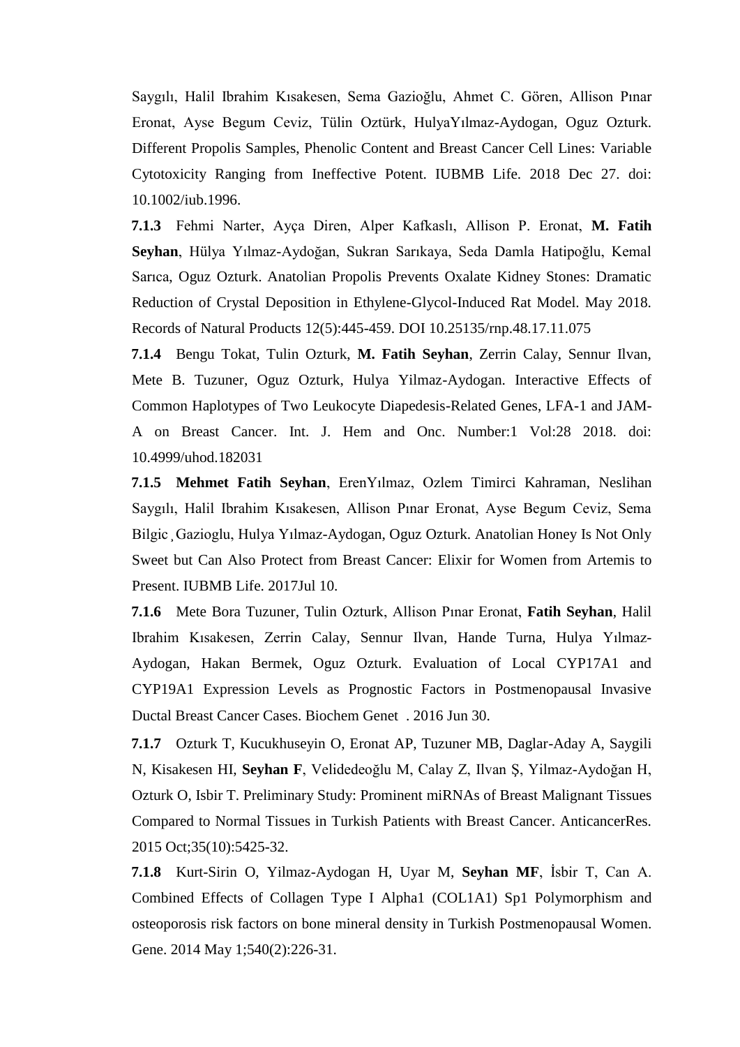Saygılı, Halil Ibrahim Kısakesen, Sema Gazioğlu, Ahmet C. Gören, Allison Pınar Eronat, Ayse Begum Ceviz, Tülin Oztürk, HulyaYılmaz-Aydogan, Oguz Ozturk. Different Propolis Samples, Phenolic Content and Breast Cancer Cell Lines: Variable Cytotoxicity Ranging from Ineffective Potent. IUBMB Life. 2018 Dec 27. doi: 10.1002/iub.1996.

**7.1.3** Fehmi Narter, Ayça Diren, Alper Kafkaslı, Allison P. Eronat, **M. Fatih Seyhan**, Hülya Yılmaz-Aydoğan, Sukran Sarıkaya, Seda Damla Hatipoğlu, Kemal Sarıca, Oguz Ozturk. Anatolian Propolis Prevents Oxalate Kidney Stones: Dramatic Reduction of Crystal Deposition in Ethylene-Glycol-Induced Rat Model. May 2018. Records of Natural Products 12(5):445-459. DOI 10.25135/rnp.48.17.11.075

**7.1.4** Bengu Tokat, Tulin Ozturk, **M. Fatih Seyhan**, Zerrin Calay, Sennur Ilvan, Mete B. Tuzuner, Oguz Ozturk, Hulya Yilmaz-Aydogan. Interactive Effects of Common Haplotypes of Two Leukocyte Diapedesis-Related Genes, LFA-1 and JAM-A on Breast Cancer. Int. J. Hem and Onc. Number:1 Vol:28 2018. doi: 10.4999/uhod.182031

**7.1.5** **Mehmet Fatih Seyhan**, ErenYılmaz, Ozlem Timirci Kahraman, Neslihan Saygılı, Halil Ibrahim Kısakesen, Allison Pınar Eronat, Ayse Begum Ceviz, Sema Bilgic¸Gazioglu, Hulya Yılmaz-Aydogan, Oguz Ozturk. Anatolian Honey Is Not Only Sweet but Can Also Protect from Breast Cancer: Elixir for Women from Artemis to Present. IUBMB Life. 2017Jul 10.

**7.1.6** Mete Bora Tuzuner, Tulin Ozturk, Allison Pınar Eronat, **Fatih Seyhan**, Halil Ibrahim Kısakesen, Zerrin Calay, Sennur Ilvan, Hande Turna, Hulya Yılmaz-Aydogan, Hakan Bermek, Oguz Ozturk. Evaluation of Local CYP17A1 and CYP19A1 Expression Levels as Prognostic Factors in Postmenopausal Invasive Ductal Breast Cancer Cases. Biochem Genet . 2016 Jun 30.

**7.1.7** Ozturk T, Kucukhuseyin O, Eronat AP, Tuzuner MB, Daglar-Aday A, Saygili N, Kisakesen HI, **Seyhan F**, Velidedeoğlu M, Calay Z, Ilvan Ş, Yilmaz-Aydoğan H, Ozturk O, Isbir T. Preliminary Study: Prominent miRNAs of Breast Malignant Tissues Compared to Normal Tissues in Turkish Patients with Breast Cancer. AnticancerRes. 2015 Oct;35(10):5425-32.

**7.1.8** Kurt-Sirin O, Yilmaz-Aydogan H, Uyar M, **Seyhan MF**, İsbir T, Can A. Combined Effects of Collagen Type I Alpha1 (COL1A1) Sp1 Polymorphism and osteoporosis risk factors on bone mineral density in Turkish Postmenopausal Women. Gene. 2014 May 1;540(2):226-31.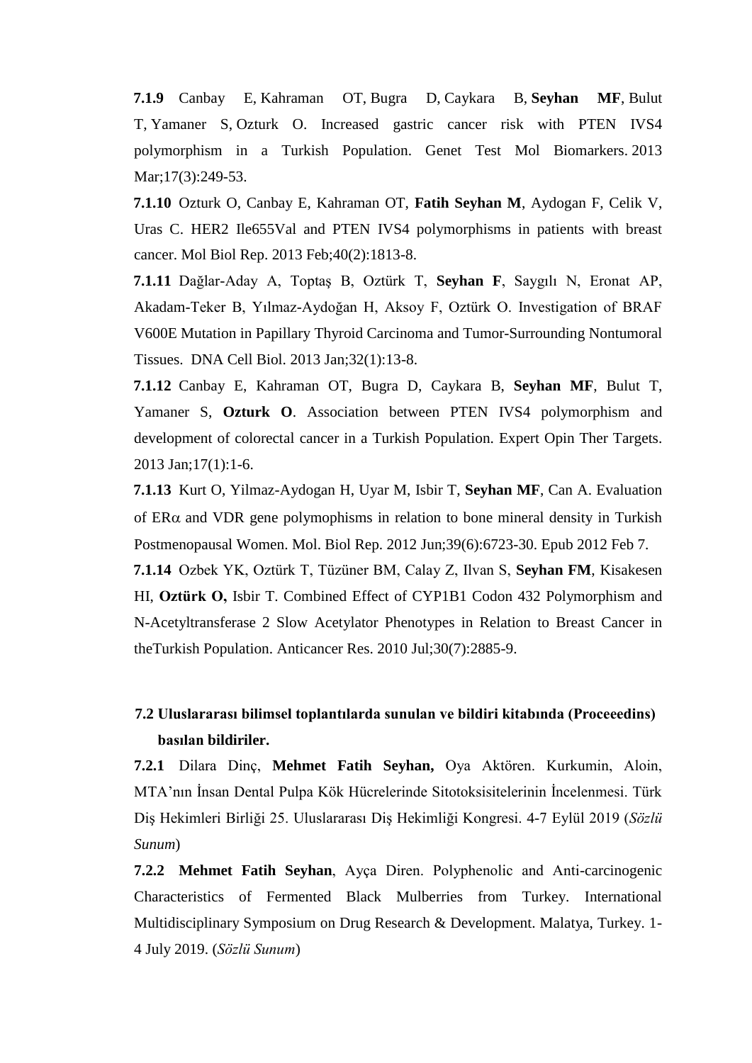**7.1.9** Canbay E, Kahraman OT, Bugra D, Caykara B, **Seyhan MF**, Bulut T, Yamaner S, Ozturk O. Increased gastric cancer risk with PTEN IVS4 polymorphism in a Turkish Population. Genet Test Mol Biomarkers. 2013 Mar;17(3):249-53.

**7.1.10** Ozturk O, Canbay E, Kahraman OT, **Fatih Seyhan M**, Aydogan F, Celik V, Uras C. HER2 Ile655Val and PTEN IVS4 polymorphisms in patients with breast cancer. Mol Biol Rep. 2013 Feb;40(2):1813-8.

**7.1.11** Dağlar-Aday A, Toptaş B, Oztürk T, **Seyhan F**, Saygılı N, Eronat AP, Akadam-Teker B, Yılmaz-Aydoğan H, Aksoy F, Oztürk O. Investigation of BRAF V600E Mutation in Papillary Thyroid Carcinoma and Tumor-Surrounding Nontumoral Tissues. DNA Cell Biol. 2013 Jan;32(1):13-8.

**7.1.12** Canbay E, Kahraman OT, Bugra D, Caykara B, **Seyhan MF**, Bulut T, Yamaner S, **Ozturk O**. Association between PTEN IVS4 polymorphism and development of colorectal cancer in a Turkish Population. Expert Opin Ther Targets. 2013 Jan;17(1):1-6.

**7.1.13** Kurt O, Yilmaz-Aydogan H, Uyar M, Isbir T, **Seyhan MF**, Can A. Evaluation of ER$\alpha$ and VDR gene polymophisms in relation to bone mineral density in Turkish Postmenopausal Women. Mol. Biol Rep. 2012 Jun;39(6):6723-30. Epub 2012 Feb 7.

**7.1.14** Ozbek YK, Oztürk T, Tüzüner BM, Calay Z, Ilvan S, **Seyhan FM**, Kisakesen HI, **Oztürk O,** Isbir T. Combined Effect of CYP1B1 Codon 432 Polymorphism and N-Acetyltransferase 2 Slow Acetylator Phenotypes in Relation to Breast Cancer in theTurkish Population. Anticancer Res. 2010 Jul;30(7):2885-9.

### 7.2 Uluslararası bilimsel toplantılarda sunulan ve bildiri kitabında (Proceeedins) basılan bildiriler.

**7.2.1** Dilara Dinç, **Mehmet Fatih Seyhan,** Oya Aktören. Kurkumin, Aloin, MTA'nın İnsan Dental Pulpa Kök Hücrelerinde Sitotoksisitelerinin İncelenmesi. Türk Diş Hekimleri Birliği 25. Uluslararası Diş Hekimliği Kongresi. 4-7 Eylül 2019 (*Sözlü Sunum*)

**7.2.2** **Mehmet Fatih Seyhan**, Ayça Diren. Polyphenolic and Anti-carcinogenic Characteristics of Fermented Black Mulberries from Turkey. International Multidisciplinary Symposium on Drug Research & Development. Malatya, Turkey. 1-4 July 2019. (*Sözlü Sunum*)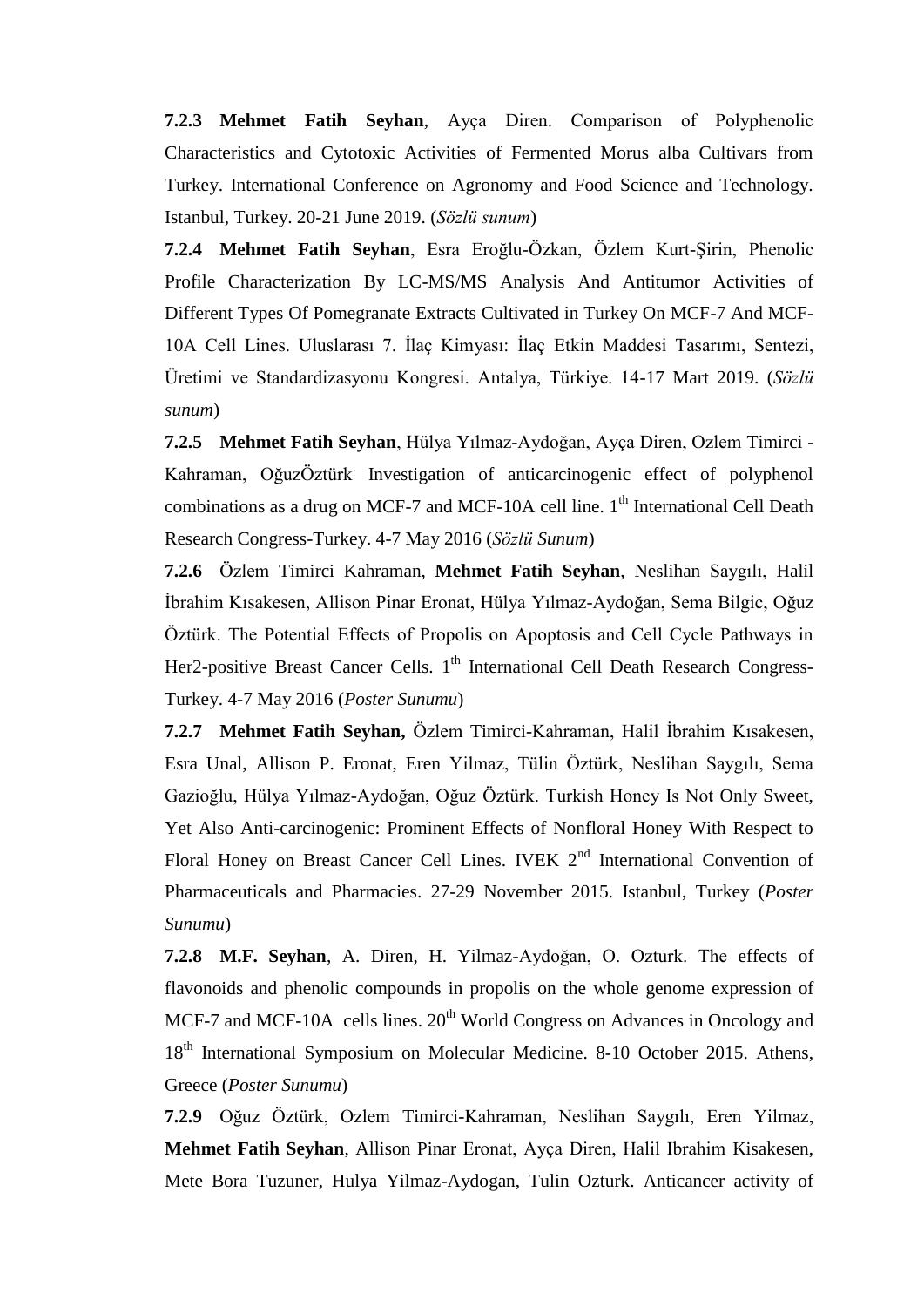**7.2.3** **Mehmet Fatih Seyhan**, Ayça Diren. Comparison of Polyphenolic Characteristics and Cytotoxic Activities of Fermented Morus alba Cultivars from Turkey. International Conference on Agronomy and Food Science and Technology. Istanbul, Turkey. 20-21 June 2019. (*Sözlü sunum*)

**7.2.4** **Mehmet Fatih Seyhan**, Esra Eroğlu-Özkan, Özlem Kurt-Şirin, Phenolic Profile Characterization By LC-MS/MS Analysis And Antitumor Activities of Different Types Of Pomegranate Extracts Cultivated in Turkey On MCF-7 And MCF-10A Cell Lines. Uluslarası 7. İlaç Kimyası: İlaç Etkin Maddesi Tasarımı, Sentezi, Üretimi ve Standardizasyonu Kongresi. Antalya, Türkiye. 14-17 Mart 2019. (*Sözlü sunum*)

**7.2.5** **Mehmet Fatih Seyhan**, Hülya Yılmaz-Aydoğan, Ayça Diren, Ozlem Timirci - Kahraman, OğuzÖztürk. Investigation of anticarcinogenic effect of polyphenol combinations as a drug on MCF-7 and MCF-10A cell line. 1th International Cell Death Research Congress-Turkey. 4-7 May 2016 (*Sözlü Sunum*)

**7.2.6** Özlem Timirci Kahraman, **Mehmet Fatih Seyhan**, Neslihan Saygılı, Halil İbrahim Kısakesen, Allison Pinar Eronat, Hülya Yılmaz-Aydoğan, Sema Bilgic, Oğuz Öztürk. The Potential Effects of Propolis on Apoptosis and Cell Cycle Pathways in Her2-positive Breast Cancer Cells. 1th International Cell Death Research Congress-Turkey. 4-7 May 2016 (*Poster Sunumu*)

**7.2.7** **Mehmet Fatih Seyhan,** Özlem Timirci-Kahraman, Halil İbrahim Kısakesen, Esra Unal, Allison P. Eronat, Eren Yilmaz, Tülin Öztürk, Neslihan Saygılı, Sema Gazioğlu, Hülya Yılmaz-Aydoğan, Oğuz Öztürk. Turkish Honey Is Not Only Sweet, Yet Also Anti-carcinogenic: Prominent Effects of Nonfloral Honey With Respect to Floral Honey on Breast Cancer Cell Lines. IVEK 2nd International Convention of Pharmaceuticals and Pharmacies. 27-29 November 2015. Istanbul, Turkey (*Poster Sunumu*)

**7.2.8** **M.F. Seyhan**, A. Diren, H. Yilmaz-Aydoğan, O. Ozturk. The effects of flavonoids and phenolic compounds in propolis on the whole genome expression of MCF-7 and MCF-10A cells lines. 20th World Congress on Advances in Oncology and 18th International Symposium on Molecular Medicine. 8-10 October 2015. Athens, Greece (*Poster Sunumu*)

**7.2.9** Oğuz Öztürk, Ozlem Timirci-Kahraman, Neslihan Saygılı, Eren Yilmaz, **Mehmet Fatih Seyhan**, Allison Pinar Eronat, Ayça Diren, Halil Ibrahim Kisakesen, Mete Bora Tuzuner, Hulya Yilmaz-Aydogan, Tulin Ozturk. Anticancer activity of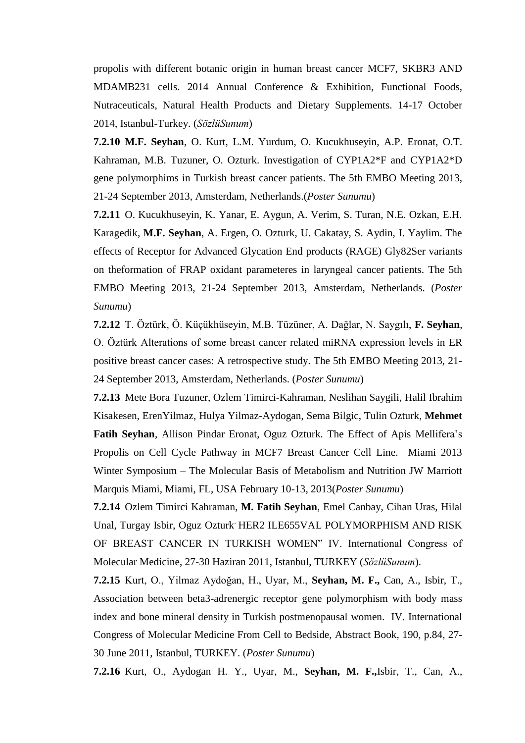propolis with different botanic origin in human breast cancer MCF7, SKBR3 AND MDAMB231 cells. 2014 Annual Conference & Exhibition, Functional Foods, Nutraceuticals, Natural Health Products and Dietary Supplements. 14-17 October 2014, Istanbul-Turkey. (*SözlüSunum*)

**7.2.10** **M.F. Seyhan**, O. Kurt, L.M. Yurdum, O. Kucukhuseyin, A.P. Eronat, O.T. Kahraman, M.B. Tuzuner, O. Ozturk. Investigation of CYP1A2*F and CYP1A2*D gene polymorphims in Turkish breast cancer patients. The 5th EMBO Meeting 2013, 21-24 September 2013, Amsterdam, Netherlands.(*Poster Sunumu*)

**7.2.11** O. Kucukhuseyin, K. Yanar, E. Aygun, A. Verim, S. Turan, N.E. Ozkan, E.H. Karagedik, **M.F. Seyhan**, A. Ergen, O. Ozturk, U. Cakatay, S. Aydin, I. Yaylim. The effects of Receptor for Advanced Glycation End products (RAGE) Gly82Ser variants on theformation of FRAP oxidant parameteres in laryngeal cancer patients. The 5th EMBO Meeting 2013, 21-24 September 2013, Amsterdam, Netherlands. (*Poster Sunumu*)

**7.2.12** T. Öztürk, Ö. Küçükhüseyin, M.B. Tüzüner, A. Dağlar, N. Saygılı, **F. Seyhan**, O. Öztürk Alterations of some breast cancer related miRNA expression levels in ER positive breast cancer cases: A retrospective study. The 5th EMBO Meeting 2013, 21-24 September 2013, Amsterdam, Netherlands. (*Poster Sunumu*)

**7.2.13** Mete Bora Tuzuner, Ozlem Timirci-Kahraman, Neslihan Saygili, Halil Ibrahim Kisakesen, ErenYilmaz, Hulya Yilmaz-Aydogan, Sema Bilgic, Tulin Ozturk, **Mehmet Fatih Seyhan**, Allison Pindar Eronat, Oguz Ozturk. The Effect of Apis Mellifera's Propolis on Cell Cycle Pathway in MCF7 Breast Cancer Cell Line. Miami 2013 Winter Symposium – The Molecular Basis of Metabolism and Nutrition JW Marriott Marquis Miami, Miami, FL, USA February 10-13, 2013(*Poster Sunumu*)

**7.2.14** Ozlem Timirci Kahraman, **M. Fatih Seyhan**, Emel Canbay, Cihan Uras, Hilal Unal, Turgay Isbir, Oguz Ozturk. HER2 ILE655VAL POLYMORPHISM AND RISK OF BREAST CANCER IN TURKISH WOMEN" IV. International Congress of Molecular Medicine, 27-30 Haziran 2011, Istanbul, TURKEY (*SözlüSunum*).

**7.2.15** Kurt, O., Yilmaz Aydoğan, H., Uyar, M., **Seyhan, M. F.,** Can, A., Isbir, T., Association between beta3-adrenergic receptor gene polymorphism with body mass index and bone mineral density in Turkish postmenopausal women. IV. International Congress of Molecular Medicine From Cell to Bedside, Abstract Book, 190, p.84, 27-30 June 2011, Istanbul, TURKEY. (*Poster Sunumu*)

**7.2.16** Kurt, O., Aydogan H. Y., Uyar, M., **Seyhan, M. F.,**Isbir, T., Can, A.,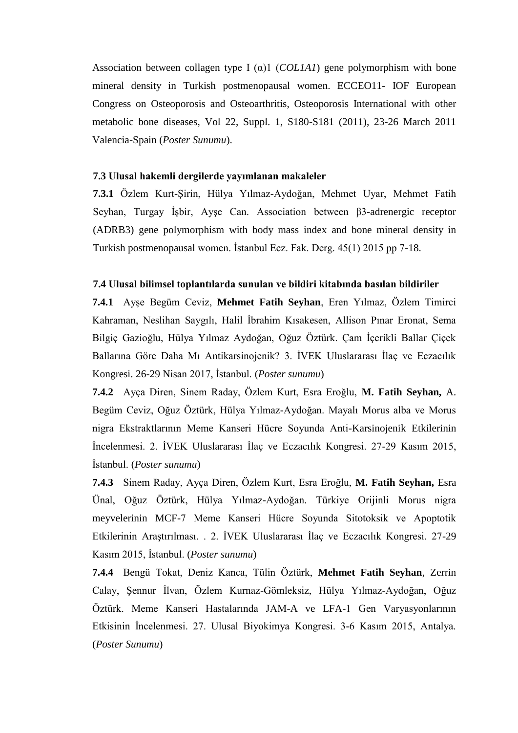Association between collagen type I (α)1 (*COL1A1*) gene polymorphism with bone mineral density in Turkish postmenopausal women. ECCEO11- IOF European Congress on Osteoporosis and Osteoarthritis, Osteoporosis International with other metabolic bone diseases, Vol 22, Suppl. 1, S180-S181 (2011), 23-26 March 2011 Valencia-Spain (*Poster Sunumu*).

### 7.3 Ulusal hakemli dergilerde yayımlanan makaleler

**7.3.1** Özlem Kurt-Şirin, Hülya Yılmaz-Aydoğan, Mehmet Uyar, Mehmet Fatih Seyhan, Turgay İşbir, Ayşe Can. Association between β3-adrenergic receptor (ADRB3) gene polymorphism with body mass index and bone mineral density in Turkish postmenopausal women. İstanbul Ecz. Fak. Derg. 45(1) 2015 pp 7-18.

### 7.4 Ulusal bilimsel toplantılarda sunulan ve bildiri kitabında basılan bildiriler

**7.4.1** Ayşe Begüm Ceviz, **Mehmet Fatih Seyhan**, Eren Yılmaz, Özlem Timirci Kahraman, Neslihan Saygılı, Halil İbrahim Kısakesen, Allison Pınar Eronat, Sema Bilgiç Gazioğlu, Hülya Yılmaz Aydoğan, Oğuz Öztürk. Çam İçerikli Ballar Çiçek Ballarına Göre Daha Mı Antikarsinojenik? 3. İVEK Uluslararası İlaç ve Eczacılık Kongresi. 26-29 Nisan 2017, İstanbul. (*Poster sunumu*)

**7.4.2** Ayça Diren, Sinem Raday, Özlem Kurt, Esra Eroğlu, **M. Fatih Seyhan,** A. Begüm Ceviz, Oğuz Öztürk, Hülya Yılmaz-Aydoğan. Mayalı Morus alba ve Morus nigra Ekstraktlarının Meme Kanseri Hücre Soyunda Anti-Karsinojenik Etkilerinin İncelenmesi. 2. İVEK Uluslararası İlaç ve Eczacılık Kongresi. 27-29 Kasım 2015, İstanbul. (*Poster sunumu*)

**7.4.3** Sinem Raday, Ayça Diren, Özlem Kurt, Esra Eroğlu, **M. Fatih Seyhan,** Esra Ünal, Oğuz Öztürk, Hülya Yılmaz-Aydoğan. Türkiye Orijinli Morus nigra meyvelerinin MCF-7 Meme Kanseri Hücre Soyunda Sitotoksik ve Apoptotik Etkilerinin Araştırılması. . 2. İVEK Uluslararası İlaç ve Eczacılık Kongresi. 27-29 Kasım 2015, İstanbul. (*Poster sunumu*)

**7.4.4** Bengü Tokat, Deniz Kanca, Tülin Öztürk, **Mehmet Fatih Seyhan**, Zerrin Calay, Şennur İlvan, Özlem Kurnaz-Gömleksiz, Hülya Yılmaz-Aydoğan, Oğuz Öztürk. Meme Kanseri Hastalarında JAM-A ve LFA-1 Gen Varyasyonlarının Etkisinin İncelenmesi. 27. Ulusal Biyokimya Kongresi. 3-6 Kasım 2015, Antalya. (*Poster Sunumu*)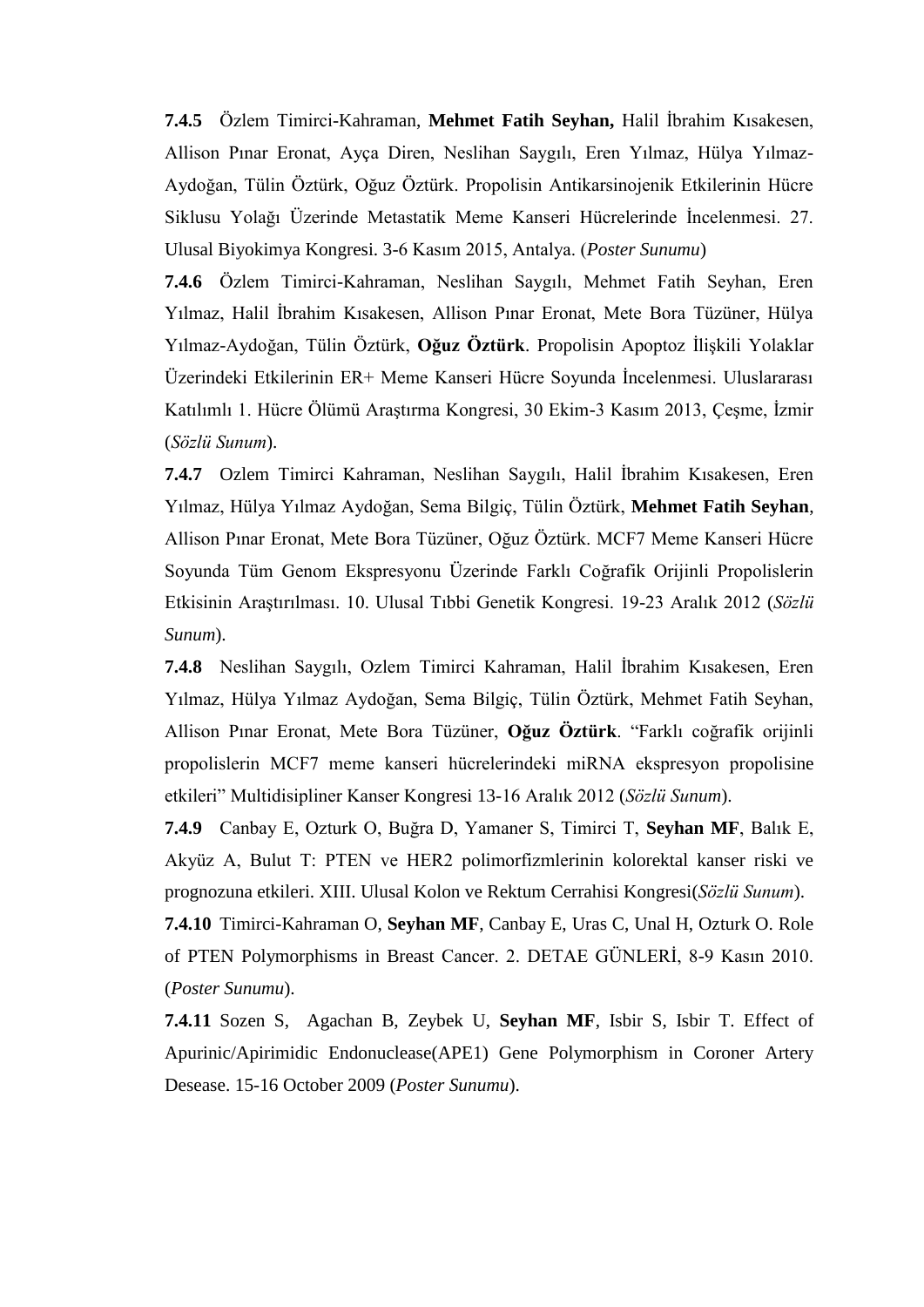**7.4.5** Özlem Timirci-Kahraman, **Mehmet Fatih Seyhan,** Halil İbrahim Kısakesen, Allison Pınar Eronat, Ayça Diren, Neslihan Saygılı, Eren Yılmaz, Hülya Yılmaz-Aydoğan, Tülin Öztürk, Oğuz Öztürk. Propolisin Antikarsinojenik Etkilerinin Hücre Siklusu Yolağı Üzerinde Metastatik Meme Kanseri Hücrelerinde İncelenmesi. 27. Ulusal Biyokimya Kongresi. 3-6 Kasım 2015, Antalya. (*Poster Sunumu*)

**7.4.6** Özlem Timirci-Kahraman, Neslihan Saygılı, Mehmet Fatih Seyhan, Eren Yılmaz, Halil İbrahim Kısakesen, Allison Pınar Eronat, Mete Bora Tüzüner, Hülya Yılmaz-Aydoğan, Tülin Öztürk, **Oğuz Öztürk**. Propolisin Apoptoz İlişkili Yolaklar Üzerindeki Etkilerinin ER+ Meme Kanseri Hücre Soyunda İncelenmesi. Uluslararası Katılımlı 1. Hücre Ölümü Araştırma Kongresi, 30 Ekim-3 Kasım 2013, Çeşme, İzmir (*Sözlü Sunum*).

**7.4.7** Ozlem Timirci Kahraman, Neslihan Saygılı, Halil İbrahim Kısakesen, Eren Yılmaz, Hülya Yılmaz Aydoğan, Sema Bilgiç, Tülin Öztürk, **Mehmet Fatih Seyhan**, Allison Pınar Eronat, Mete Bora Tüzüner, Oğuz Öztürk. MCF7 Meme Kanseri Hücre Soyunda Tüm Genom Ekspresyonu Üzerinde Farklı Coğrafik Orijinli Propolislerin Etkisinin Araştırılması. 10. Ulusal Tıbbi Genetik Kongresi. 19-23 Aralık 2012 (*Sözlü Sunum*).

**7.4.8** Neslihan Saygılı, Ozlem Timirci Kahraman, Halil İbrahim Kısakesen, Eren Yılmaz, Hülya Yılmaz Aydoğan, Sema Bilgiç, Tülin Öztürk, Mehmet Fatih Seyhan, Allison Pınar Eronat, Mete Bora Tüzüner, **Oğuz Öztürk**. "Farklı coğrafik orijinli propolislerin MCF7 meme kanseri hücrelerindeki miRNA ekspresyon propolisine etkileri" Multidisipliner Kanser Kongresi 13-16 Aralık 2012 (*Sözlü Sunum*).

**7.4.9** Canbay E, Ozturk O, Buğra D, Yamaner S, Timirci T, **Seyhan MF**, Balık E, Akyüz A, Bulut T: PTEN ve HER2 polimorfizmlerinin kolorektal kanser riski ve prognozuna etkileri. XIII. Ulusal Kolon ve Rektum Cerrahisi Kongresi(*Sözlü Sunum*).

**7.4.10** Timirci-Kahraman O, **Seyhan MF**, Canbay E, Uras C, Unal H, Ozturk O. Role of PTEN Polymorphisms in Breast Cancer. 2. DETAE GÜNLERİ, 8-9 Kasın 2010. (*Poster Sunumu*).

**7.4.11** Sozen S, Agachan B, Zeybek U, **Seyhan MF**, Isbir S, Isbir T. Effect of Apurinic/Apirimidic Endonuclease(APE1) Gene Polymorphism in Coroner Artery Desease. 15-16 October 2009 (*Poster Sunumu*).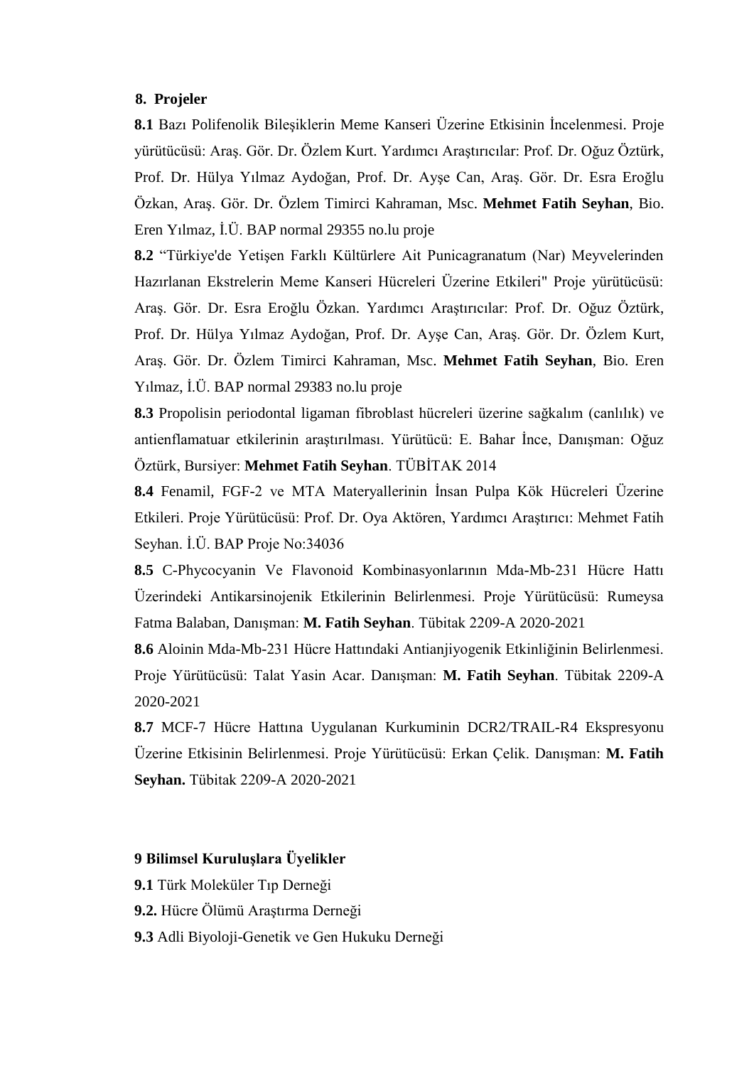## 8. Projeler

**8.1** Bazı Polifenolik Bileşiklerin Meme Kanseri Üzerine Etkisinin İncelenmesi. Proje yürütücüsü: Araş. Gör. Dr. Özlem Kurt. Yardımcı Araştırıcılar: Prof. Dr. Oğuz Öztürk, Prof. Dr. Hülya Yılmaz Aydoğan, Prof. Dr. Ayşe Can, Araş. Gör. Dr. Esra Eroğlu Özkan, Araş. Gör. Dr. Özlem Timirci Kahraman, Msc. **Mehmet Fatih Seyhan**, Bio. Eren Yılmaz, İ.Ü. BAP normal 29355 no.lu proje

**8.2** "Türkiye'de Yetişen Farklı Kültürlere Ait Punicagranatum (Nar) Meyvelerinden Hazırlanan Ekstrelerin Meme Kanseri Hücreleri Üzerine Etkileri" Proje yürütücüsü: Araş. Gör. Dr. Esra Eroğlu Özkan. Yardımcı Araştırıcılar: Prof. Dr. Oğuz Öztürk, Prof. Dr. Hülya Yılmaz Aydoğan, Prof. Dr. Ayşe Can, Araş. Gör. Dr. Özlem Kurt, Araş. Gör. Dr. Özlem Timirci Kahraman, Msc. **Mehmet Fatih Seyhan**, Bio. Eren Yılmaz, İ.Ü. BAP normal 29383 no.lu proje

**8.3** Propolisin periodontal ligaman fibroblast hücreleri üzerine sağkalım (canlılık) ve antienflamatuar etkilerinin araştırılması. Yürütücü: E. Bahar İnce, Danışman: Oğuz Öztürk, Bursiyer: **Mehmet Fatih Seyhan**. TÜBİTAK 2014

**8.4** Fenamil, FGF-2 ve MTA Materyallerinin İnsan Pulpa Kök Hücreleri Üzerine Etkileri. Proje Yürütücüsü: Prof. Dr. Oya Aktören, Yardımcı Araştırıcı: Mehmet Fatih Seyhan. İ.Ü. BAP Proje No:34036

**8.5** C-Phycocyanin Ve Flavonoid Kombinasyonlarının Mda-Mb-231 Hücre Hattı Üzerindeki Antikarsinojenik Etkilerinin Belirlenmesi. Proje Yürütücüsü: Rumeysa Fatma Balaban, Danışman: **M. Fatih Seyhan**. Tübitak 2209-A 2020-2021

**8.6** Aloinin Mda-Mb-231 Hücre Hattındaki Antianjiyogenik Etkinliğinin Belirlenmesi. Proje Yürütücüsü: Talat Yasin Acar. Danışman: **M. Fatih Seyhan**. Tübitak 2209-A 2020-2021

**8.7** MCF-7 Hücre Hattına Uygulanan Kurkuminin DCR2/TRAIL-R4 Ekspresyonu Üzerine Etkisinin Belirlenmesi. Proje Yürütücüsü: Erkan Çelik. Danışman: **M. Fatih Seyhan.** Tübitak 2209-A 2020-2021

## 9 Bilimsel Kuruluşlara Üyelikler

**9.1** Türk Moleküler Tıp Derneği

**9.2.** Hücre Ölümü Araştırma Derneği

**9.3** Adli Biyoloji-Genetik ve Gen Hukuku Derneği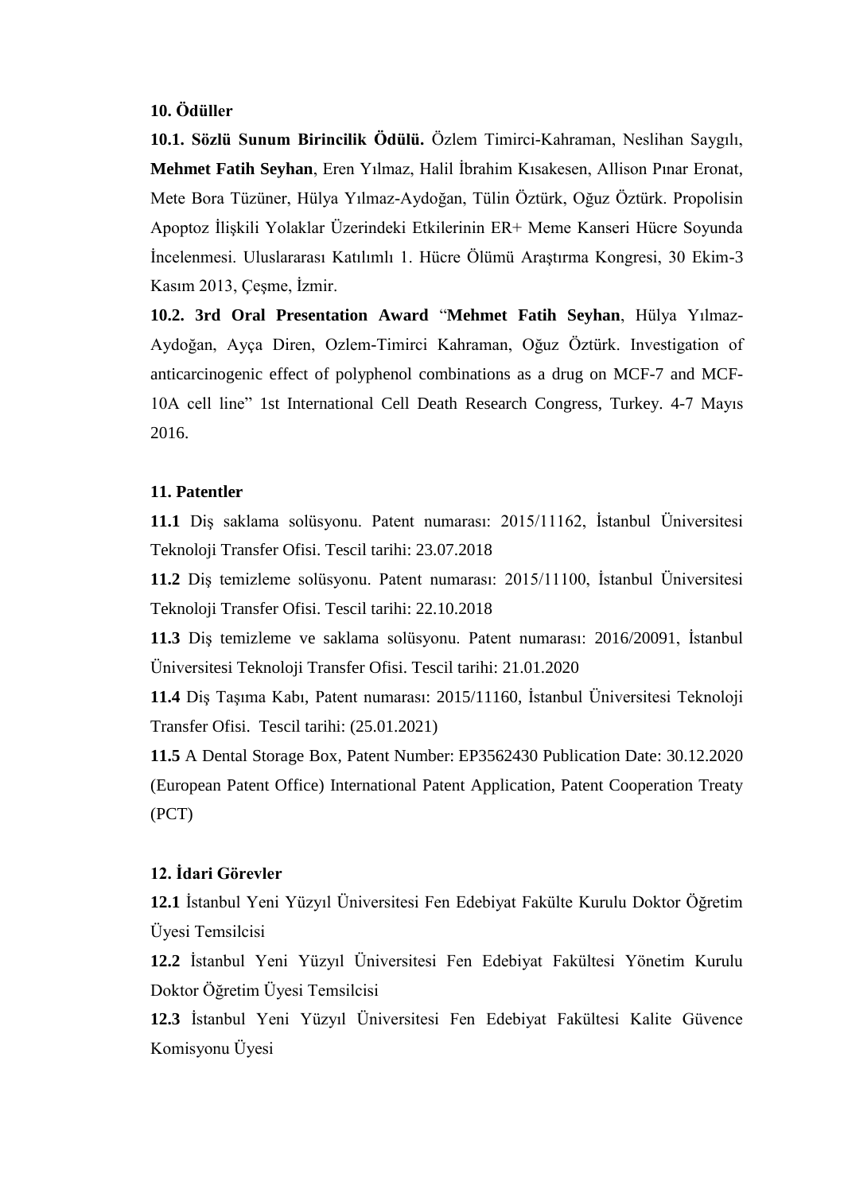**10. Ödüller**

**10.1. Sözlü Sunum Birincilik Ödülü.** Özlem Timirci-Kahraman, Neslihan Saygılı, **Mehmet Fatih Seyhan**, Eren Yılmaz, Halil İbrahim Kısakesen, Allison Pınar Eronat, Mete Bora Tüzüner, Hülya Yılmaz-Aydoğan, Tülin Öztürk, Oğuz Öztürk. Propolisin Apoptoz İlişkili Yolaklar Üzerindeki Etkilerinin ER+ Meme Kanseri Hücre Soyunda İncelenmesi. Uluslararası Katılımlı 1. Hücre Ölümü Araştırma Kongresi, 30 Ekim-3 Kasım 2013, Çeşme, İzmir.

**10.2. 3rd Oral Presentation Award** "**Mehmet Fatih Seyhan**, Hülya Yılmaz-Aydoğan, Ayça Diren, Ozlem-Timirci Kahraman, Oğuz Öztürk. Investigation of anticarcinogenic effect of polyphenol combinations as a drug on MCF-7 and MCF-10A cell line" 1st International Cell Death Research Congress, Turkey. 4-7 Mayıs 2016.

**11. Patentler**

**11.1** Diş saklama solüsyonu. Patent numarası: 2015/11162, İstanbul Üniversitesi Teknoloji Transfer Ofisi. Tescil tarihi: 23.07.2018

**11.2** Diş temizleme solüsyonu. Patent numarası: 2015/11100, İstanbul Üniversitesi Teknoloji Transfer Ofisi. Tescil tarihi: 22.10.2018

**11.3** Diş temizleme ve saklama solüsyonu. Patent numarası: 2016/20091, İstanbul Üniversitesi Teknoloji Transfer Ofisi. Tescil tarihi: 21.01.2020

**11.4** Diş Taşıma Kabı, Patent numarası: 2015/11160, İstanbul Üniversitesi Teknoloji Transfer Ofisi. Tescil tarihi: (25.01.2021)

**11.5** A Dental Storage Box, Patent Number: EP3562430 Publication Date: 30.12.2020 (European Patent Office) International Patent Application, Patent Cooperation Treaty (PCT)

**12. İdari Görevler**

**12.1** İstanbul Yeni Yüzyıl Üniversitesi Fen Edebiyat Fakülte Kurulu Doktor Öğretim Üyesi Temsilcisi

**12.2** İstanbul Yeni Yüzyıl Üniversitesi Fen Edebiyat Fakültesi Yönetim Kurulu Doktor Öğretim Üyesi Temsilcisi

**12.3** İstanbul Yeni Yüzyıl Üniversitesi Fen Edebiyat Fakültesi Kalite Güvence Komisyonu Üyesi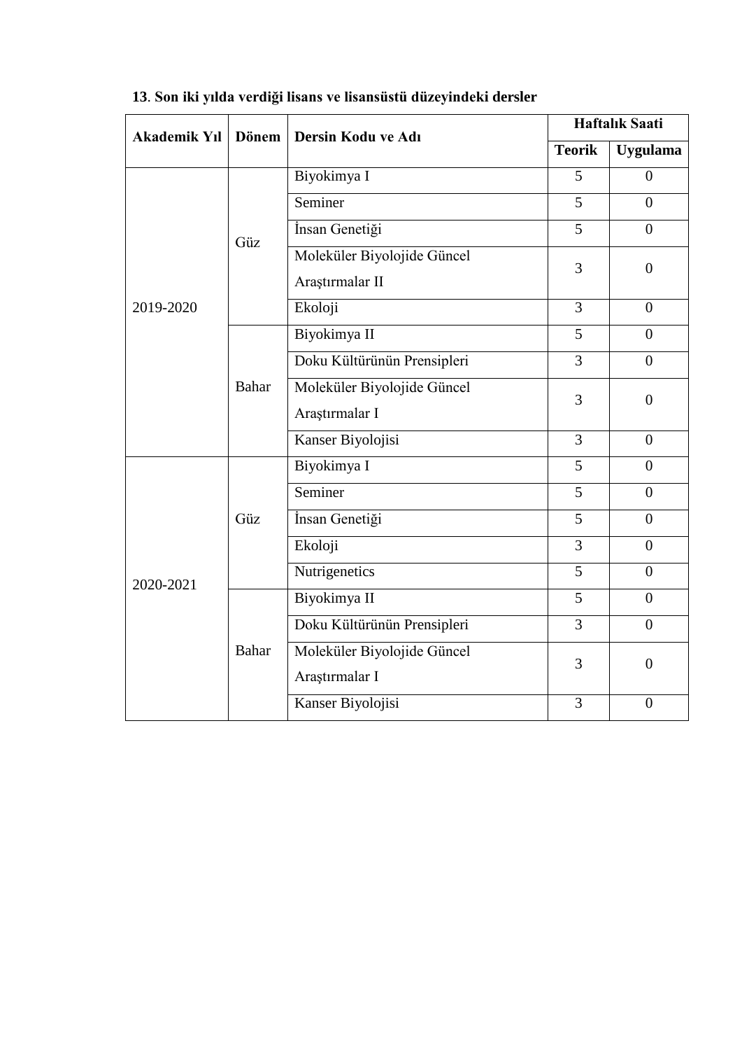**13**. **Son iki yılda verdiği lisans ve lisansüstü düzeyindeki dersler**

| Akademik Yıl | Dönem | Dersin Kodu ve Adı | Haftalık Saati | |
|---|---|---|---|---|
| | | | Teorik | Uygulama |
| 2019-2020 | Güz | Biyokimya I | 5 | 0 |
| | | Seminer | 5 | 0 |
| | | İnsan Genetiği | 5 | 0 |
| | | Moleküler Biyolojide Güncel Araştırmalar II | 3 | 0 |
| | | Ekoloji | 3 | 0 |
| | Bahar | Biyokimya II | 5 | 0 |
| | | Doku Kültürünün Prensipleri | 3 | 0 |
| | | Moleküler Biyolojide Güncel Araştırmalar I | 3 | 0 |
| | | Kanser Biyolojisi | 3 | 0 |
| 2020-2021 | Güz | Biyokimya I | 5 | 0 |
| | | Seminer | 5 | 0 |
| | | İnsan Genetiği | 5 | 0 |
| | | Ekoloji | 3 | 0 |
| | | Nutrigenetics | 5 | 0 |
| | Bahar | Biyokimya II | 5 | 0 |
| | | Doku Kültürünün Prensipleri | 3 | 0 |
| | | Moleküler Biyolojide Güncel Araştırmalar I | 3 | 0 |
| | | Kanser Biyolojisi | 3 | 0 |